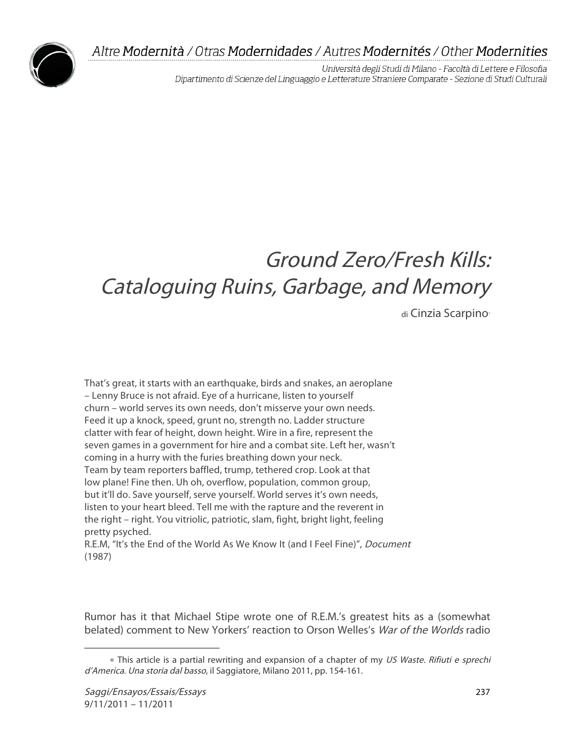# *Ground Zero/Fresh Kills: Cataloguing Ruins, Garbage, and Memory*

di Cinzia Scarpino*

That's great, it starts with an earthquake, birds and snakes, an aeroplane – Lenny Bruce is not afraid. Eye of a hurricane, listen to yourself churn – world serves its own needs, don't misserve your own needs. Feed it up a knock, speed, grunt no, strength no. Ladder structure clatter with fear of height, down height. Wire in a fire, represent the seven games in a government for hire and a combat site. Left her, wasn't coming in a hurry with the furies breathing down your neck. Team by team reporters baffled, trump, tethered crop. Look at that low plane! Fine then. Uh oh, overflow, population, common group, but it'll do. Save yourself, serve yourself. World serves it's own needs, listen to your heart bleed. Tell me with the rapture and the reverent in the right – right. You vitriolic, patriotic, slam, fight, bright light, feeling pretty psyched.

R.E.M, "It's the End of the World As We Know It (and I Feel Fine)", *Document* (1987)

Rumor has it that Michael Stipe wrote one of R.E.M.'s greatest hits as a (somewhat belated) comment to New Yorkers' reaction to Orson Welles's *War of the Worlds* radio

---

* This article is a partial rewriting and expansion of a chapter of my *US Waste. Rifiuti e sprechi d'America. Una storia dal basso*, il Saggiatore, Milano 2011, pp. 154-161.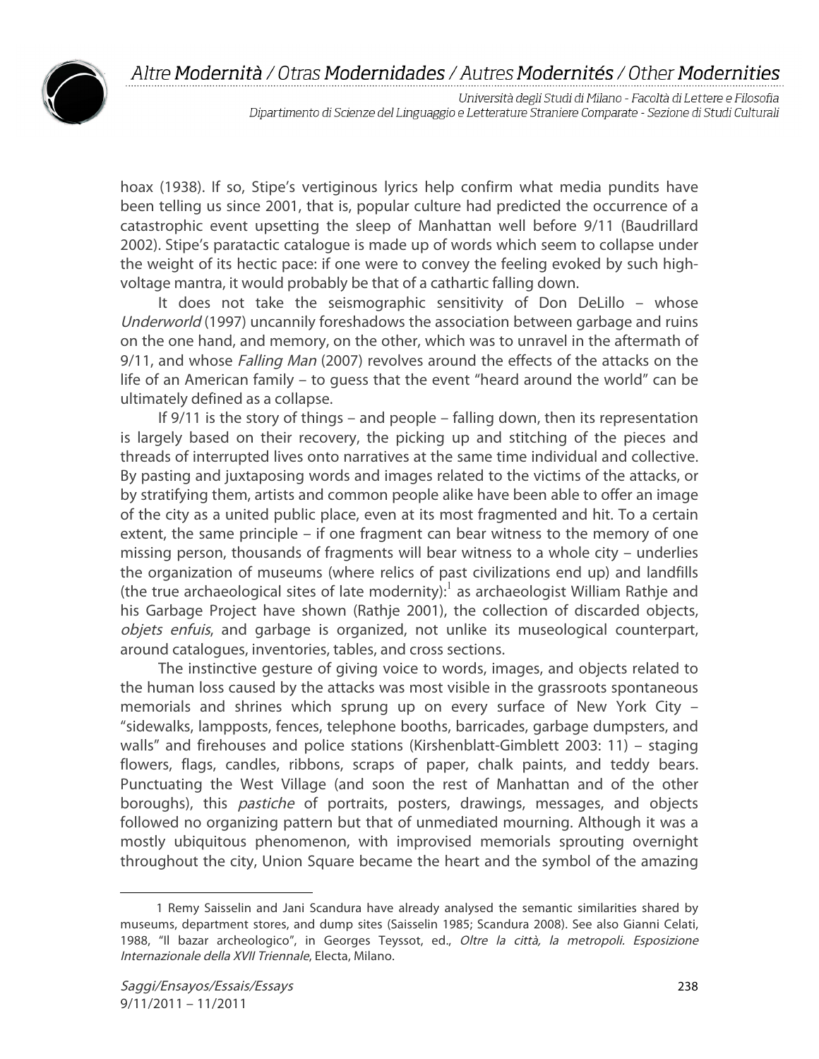hoax (1938). If so, Stipe's vertiginous lyrics help confirm what media pundits have been telling us since 2001, that is, popular culture had predicted the occurrence of a catastrophic event upsetting the sleep of Manhattan well before 9/11 (Baudrillard 2002). Stipe's paratactic catalogue is made up of words which seem to collapse under the weight of its hectic pace: if one were to convey the feeling evoked by such high-voltage mantra, it would probably be that of a cathartic falling down.

It does not take the seismographic sensitivity of Don DeLillo – whose *Underworld* (1997) uncannily foreshadows the association between garbage and ruins on the one hand, and memory, on the other, which was to unravel in the aftermath of 9/11, and whose *Falling Man* (2007) revolves around the effects of the attacks on the life of an American family – to guess that the event "heard around the world" can be ultimately defined as a collapse.

If 9/11 is the story of things – and people – falling down, then its representation is largely based on their recovery, the picking up and stitching of the pieces and threads of interrupted lives onto narratives at the same time individual and collective. By pasting and juxtaposing words and images related to the victims of the attacks, or by stratifying them, artists and common people alike have been able to offer an image of the city as a united public place, even at its most fragmented and hit. To a certain extent, the same principle – if one fragment can bear witness to the memory of one missing person, thousands of fragments will bear witness to a whole city – underlies the organization of museums (where relics of past civilizations end up) and landfills (the true archaeological sites of late modernity):[1] as archaeologist William Rathje and his Garbage Project have shown (Rathje 2001), the collection of discarded objects, *objets enfuis*, and garbage is organized, not unlike its museological counterpart, around catalogues, inventories, tables, and cross sections.

The instinctive gesture of giving voice to words, images, and objects related to the human loss caused by the attacks was most visible in the grassroots spontaneous memorials and shrines which sprung up on every surface of New York City – "sidewalks, lampposts, fences, telephone booths, barricades, garbage dumpsters, and walls" and firehouses and police stations (Kirshenblatt-Gimblett 2003: 11) – staging flowers, flags, candles, ribbons, scraps of paper, chalk paints, and teddy bears. Punctuating the West Village (and soon the rest of Manhattan and of the other boroughs), this *pastiche* of portraits, posters, drawings, messages, and objects followed no organizing pattern but that of unmediated mourning. Although it was a mostly ubiquitous phenomenon, with improvised memorials sprouting overnight throughout the city, Union Square became the heart and the symbol of the amazing

---

1 Remy Saisselin and Jani Scandura have already analysed the semantic similarities shared by museums, department stores, and dump sites (Saisselin 1985; Scandura 2008). See also Gianni Celati, 1988, "Il bazar archeologico", in Georges Teyssot, ed., *Oltre la città, la metropoli. Esposizione Internazionale della XVII Triennale*, Electa, Milano.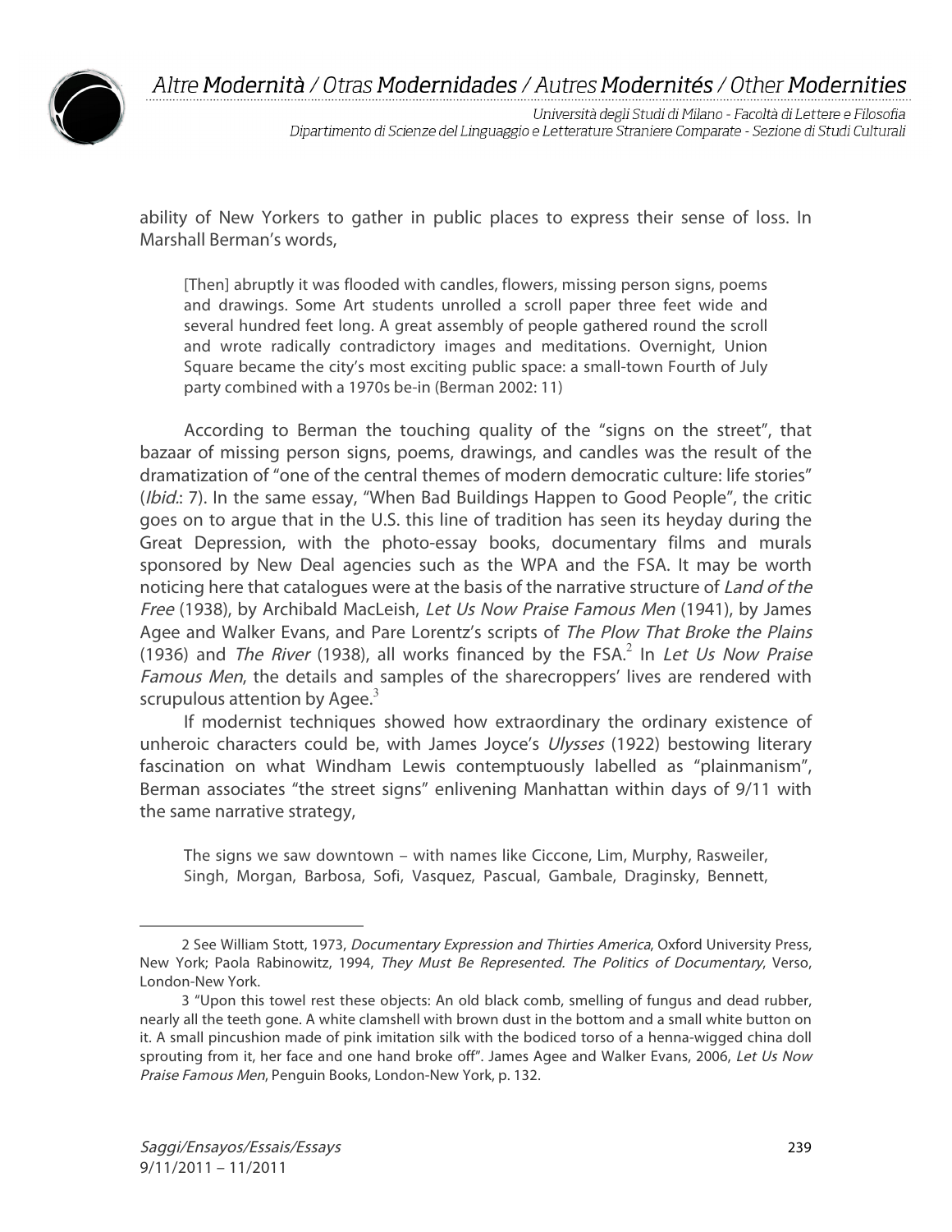ability of New Yorkers to gather in public places to express their sense of loss. In Marshall Berman's words,

> [Then] abruptly it was flooded with candles, flowers, missing person signs, poems and drawings. Some Art students unrolled a scroll paper three feet wide and several hundred feet long. A great assembly of people gathered round the scroll and wrote radically contradictory images and meditations. Overnight, Union Square became the city's most exciting public space: a small-town Fourth of July party combined with a 1970s be-in (Berman 2002: 11)

According to Berman the touching quality of the "signs on the street", that bazaar of missing person signs, poems, drawings, and candles was the result of the dramatization of "one of the central themes of modern democratic culture: life stories" (*Ibid.*: 7). In the same essay, "When Bad Buildings Happen to Good People", the critic goes on to argue that in the U.S. this line of tradition has seen its heyday during the Great Depression, with the photo-essay books, documentary films and murals sponsored by New Deal agencies such as the WPA and the FSA. It may be worth noticing here that catalogues were at the basis of the narrative structure of *Land of the Free* (1938), by Archibald MacLeish, *Let Us Now Praise Famous Men* (1941), by James Agee and Walker Evans, and Pare Lorentz's scripts of *The Plow That Broke the Plains* (1936) and *The River* (1938), all works financed by the FSA.[2] In *Let Us Now Praise Famous Men*, the details and samples of the sharecroppers' lives are rendered with scrupulous attention by Agee.[3]

If modernist techniques showed how extraordinary the ordinary existence of unheroic characters could be, with James Joyce's *Ulysses* (1922) bestowing literary fascination on what Windham Lewis contemptuously labelled as "plainmanism", Berman associates "the street signs" enlivening Manhattan within days of 9/11 with the same narrative strategy,

> The signs we saw downtown – with names like Ciccone, Lim, Murphy, Rasweiler, Singh, Morgan, Barbosa, Sofi, Vasquez, Pascual, Gambale, Draginsky, Bennett,

---

2 See William Stott, 1973, *Documentary Expression and Thirties America*, Oxford University Press, New York; Paola Rabinowitz, 1994, *They Must Be Represented. The Politics of Documentary*, Verso, London-New York.

3 "Upon this towel rest these objects: An old black comb, smelling of fungus and dead rubber, nearly all the teeth gone. A white clamshell with brown dust in the bottom and a small white button on it. A small pincushion made of pink imitation silk with the bodiced torso of a henna-wigged china doll sprouting from it, her face and one hand broke off". James Agee and Walker Evans, 2006, *Let Us Now Praise Famous Men*, Penguin Books, London-New York, p. 132.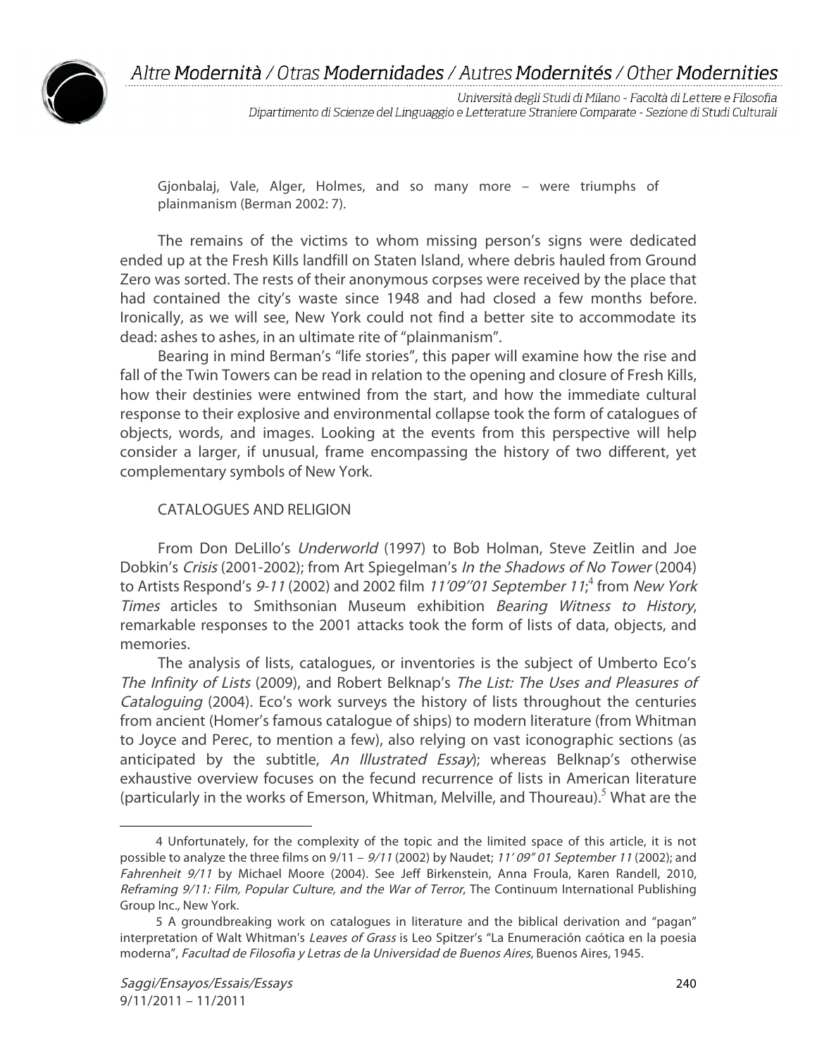Gjonbalaj, Vale, Alger, Holmes, and so many more – were triumphs of plainmanism (Berman 2002: 7).

The remains of the victims to whom missing person's signs were dedicated ended up at the Fresh Kills landfill on Staten Island, where debris hauled from Ground Zero was sorted. The rests of their anonymous corpses were received by the place that had contained the city's waste since 1948 and had closed a few months before. Ironically, as we will see, New York could not find a better site to accommodate its dead: ashes to ashes, in an ultimate rite of "plainmanism".

Bearing in mind Berman's "life stories", this paper will examine how the rise and fall of the Twin Towers can be read in relation to the opening and closure of Fresh Kills, how their destinies were entwined from the start, and how the immediate cultural response to their explosive and environmental collapse took the form of catalogues of objects, words, and images. Looking at the events from this perspective will help consider a larger, if unusual, frame encompassing the history of two different, yet complementary symbols of New York.

## CATALOGUES AND RELIGION

From Don DeLillo's *Underworld* (1997) to Bob Holman, Steve Zeitlin and Joe Dobkin's *Crisis* (2001-2002); from Art Spiegelman's *In the Shadows of No Tower* (2004) to Artists Respond's *9-11* (2002) and 2002 film *11'09''01 September 11*;[4] from *New York Times* articles to Smithsonian Museum exhibition *Bearing Witness to History*, remarkable responses to the 2001 attacks took the form of lists of data, objects, and memories.

The analysis of lists, catalogues, or inventories is the subject of Umberto Eco's *The Infinity of Lists* (2009), and Robert Belknap's *The List: The Uses and Pleasures of Cataloguing* (2004). Eco's work surveys the history of lists throughout the centuries from ancient (Homer's famous catalogue of ships) to modern literature (from Whitman to Joyce and Perec, to mention a few), also relying on vast iconographic sections (as anticipated by the subtitle, *An Illustrated Essay*); whereas Belknap's otherwise exhaustive overview focuses on the fecund recurrence of lists in American literature (particularly in the works of Emerson, Whitman, Melville, and Thoureau).[5] What are the

---

4 Unfortunately, for the complexity of the topic and the limited space of this article, it is not possible to analyze the three films on 9/11 – *9/11* (2002) by Naudet; *11' 09" 01 September 11* (2002); and *Fahrenheit 9/11* by Michael Moore (2004). See Jeff Birkenstein, Anna Froula, Karen Randell, 2010, *Reframing 9/11: Film, Popular Culture, and the War of Terror*, The Continuum International Publishing Group Inc., New York.

5 A groundbreaking work on catalogues in literature and the biblical derivation and "pagan" interpretation of Walt Whitman's *Leaves of Grass* is Leo Spitzer's "La Enumeración caótica en la poesia moderna", *Facultad de Filosofia y Letras de la Universidad de Buenos Aires*, Buenos Aires, 1945.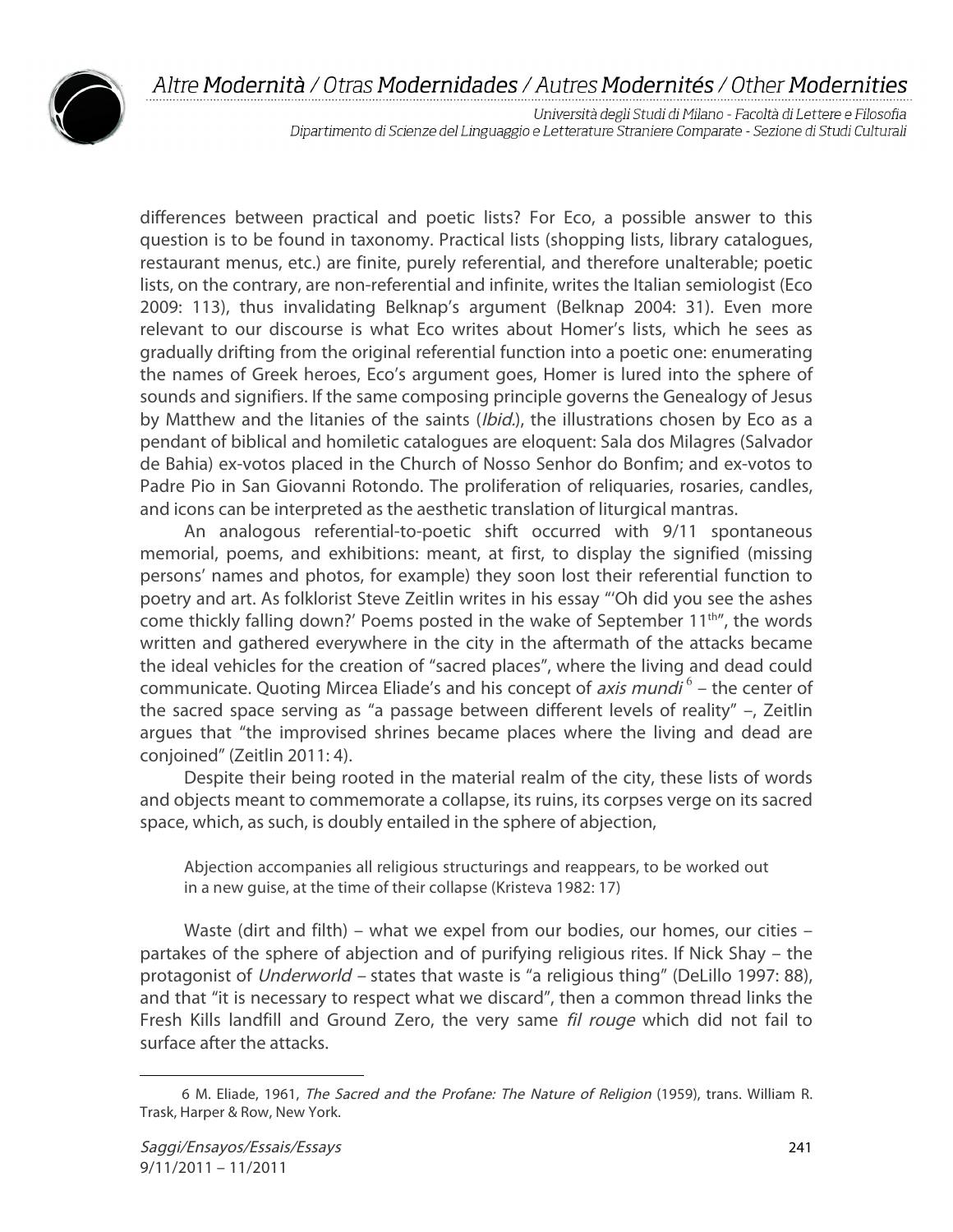differences between practical and poetic lists? For Eco, a possible answer to this question is to be found in taxonomy. Practical lists (shopping lists, library catalogues, restaurant menus, etc.) are finite, purely referential, and therefore unalterable; poetic lists, on the contrary, are non-referential and infinite, writes the Italian semiologist (Eco 2009: 113), thus invalidating Belknap's argument (Belknap 2004: 31). Even more relevant to our discourse is what Eco writes about Homer's lists, which he sees as gradually drifting from the original referential function into a poetic one: enumerating the names of Greek heroes, Eco's argument goes, Homer is lured into the sphere of sounds and signifiers. If the same composing principle governs the Genealogy of Jesus by Matthew and the litanies of the saints (*Ibid.*), the illustrations chosen by Eco as a pendant of biblical and homiletic catalogues are eloquent: Sala dos Milagres (Salvador de Bahia) ex-votos placed in the Church of Nosso Senhor do Bonfim; and ex-votos to Padre Pio in San Giovanni Rotondo. The proliferation of reliquaries, rosaries, candles, and icons can be interpreted as the aesthetic translation of liturgical mantras.

An analogous referential-to-poetic shift occurred with 9/11 spontaneous memorial, poems, and exhibitions: meant, at first, to display the signified (missing persons' names and photos, for example) they soon lost their referential function to poetry and art. As folklorist Steve Zeitlin writes in his essay "'Oh did you see the ashes come thickly falling down?' Poems posted in the wake of September 11th", the words written and gathered everywhere in the city in the aftermath of the attacks became the ideal vehicles for the creation of "sacred places", where the living and dead could communicate. Quoting Mircea Eliade's and his concept of *axis mundi* [6] – the center of the sacred space serving as "a passage between different levels of reality" –, Zeitlin argues that "the improvised shrines became places where the living and dead are conjoined" (Zeitlin 2011: 4).

Despite their being rooted in the material realm of the city, these lists of words and objects meant to commemorate a collapse, its ruins, its corpses verge on its sacred space, which, as such, is doubly entailed in the sphere of abjection,

> Abjection accompanies all religious structurings and reappears, to be worked out in a new guise, at the time of their collapse (Kristeva 1982: 17)

Waste (dirt and filth) – what we expel from our bodies, our homes, our cities – partakes of the sphere of abjection and of purifying religious rites. If Nick Shay – the protagonist of *Underworld* – states that waste is "a religious thing" (DeLillo 1997: 88), and that "it is necessary to respect what we discard", then a common thread links the Fresh Kills landfill and Ground Zero, the very same *fil rouge* which did not fail to surface after the attacks.

---

6 M. Eliade, 1961, *The Sacred and the Profane: The Nature of Religion* (1959), trans. William R. Trask, Harper & Row, New York.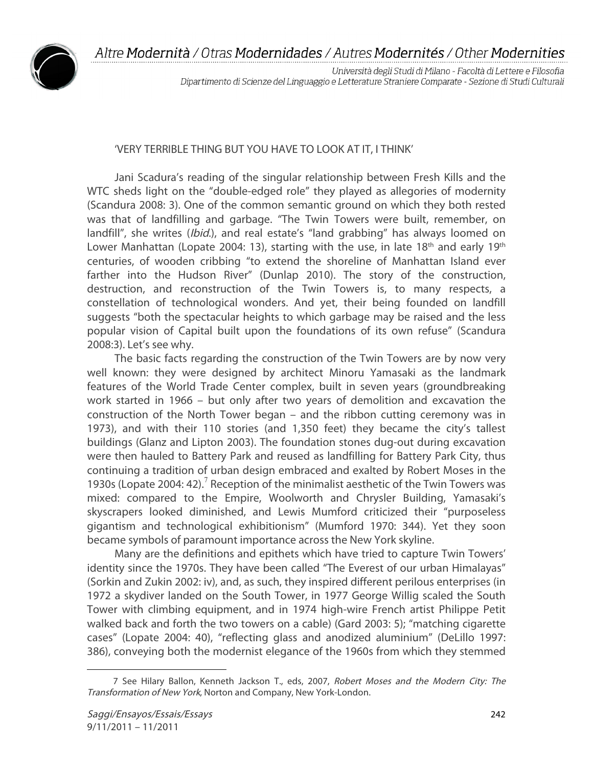## 'VERY TERRIBLE THING BUT YOU HAVE TO LOOK AT IT, I THINK'

Jani Scadura's reading of the singular relationship between Fresh Kills and the WTC sheds light on the "double-edged role" they played as allegories of modernity (Scandura 2008: 3). One of the common semantic ground on which they both rested was that of landfilling and garbage. "The Twin Towers were built, remember, on landfill", she writes (*Ibid.*), and real estate's "land grabbing" has always loomed on Lower Manhattan (Lopate 2004: 13), starting with the use, in late 18th and early 19th centuries, of wooden cribbing "to extend the shoreline of Manhattan Island ever farther into the Hudson River" (Dunlap 2010). The story of the construction, destruction, and reconstruction of the Twin Towers is, to many respects, a constellation of technological wonders. And yet, their being founded on landfill suggests "both the spectacular heights to which garbage may be raised and the less popular vision of Capital built upon the foundations of its own refuse" (Scandura 2008:3). Let's see why.

The basic facts regarding the construction of the Twin Towers are by now very well known: they were designed by architect Minoru Yamasaki as the landmark features of the World Trade Center complex, built in seven years (groundbreaking work started in 1966 – but only after two years of demolition and excavation the construction of the North Tower began – and the ribbon cutting ceremony was in 1973), and with their 110 stories (and 1,350 feet) they became the city's tallest buildings (Glanz and Lipton 2003). The foundation stones dug-out during excavation were then hauled to Battery Park and reused as landfilling for Battery Park City, thus continuing a tradition of urban design embraced and exalted by Robert Moses in the 1930s (Lopate 2004: 42).[7] Reception of the minimalist aesthetic of the Twin Towers was mixed: compared to the Empire, Woolworth and Chrysler Building, Yamasaki's skyscrapers looked diminished, and Lewis Mumford criticized their "purposeless gigantism and technological exhibitionism" (Mumford 1970: 344). Yet they soon became symbols of paramount importance across the New York skyline.

Many are the definitions and epithets which have tried to capture Twin Towers' identity since the 1970s. They have been called "The Everest of our urban Himalayas" (Sorkin and Zukin 2002: iv), and, as such, they inspired different perilous enterprises (in 1972 a skydiver landed on the South Tower, in 1977 George Willig scaled the South Tower with climbing equipment, and in 1974 high-wire French artist Philippe Petit walked back and forth the two towers on a cable) (Gard 2003: 5); "matching cigarette cases" (Lopate 2004: 40), "reflecting glass and anodized aluminium" (DeLillo 1997: 386), conveying both the modernist elegance of the 1960s from which they stemmed

7 See Hilary Ballon, Kenneth Jackson T., eds, 2007, *Robert Moses and the Modern City: The Transformation of New York*, Norton and Company, New York-London.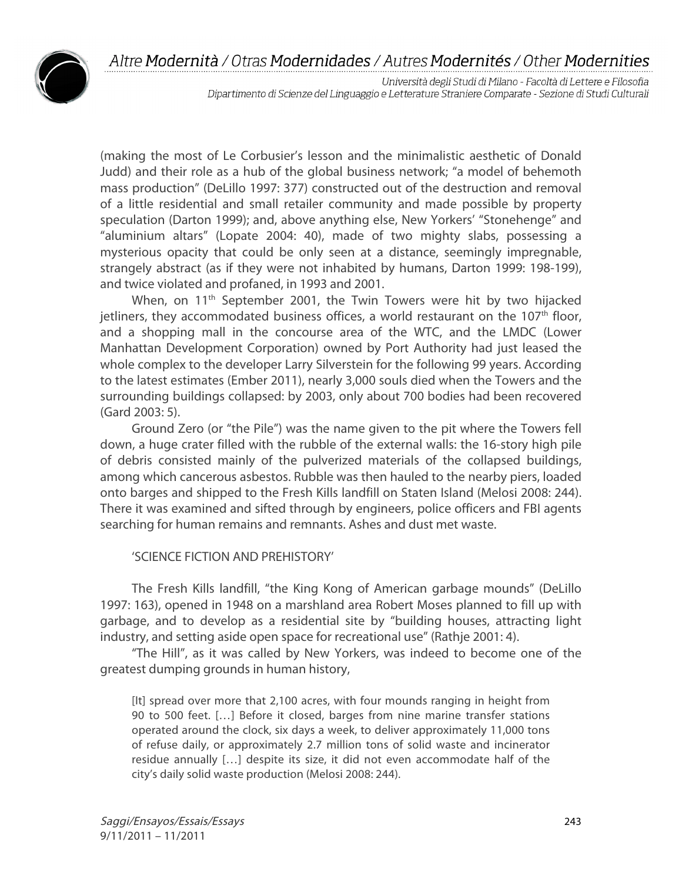(making the most of Le Corbusier's lesson and the minimalistic aesthetic of Donald Judd) and their role as a hub of the global business network; "a model of behemoth mass production" (DeLillo 1997: 377) constructed out of the destruction and removal of a little residential and small retailer community and made possible by property speculation (Darton 1999); and, above anything else, New Yorkers' "Stonehenge" and "aluminium altars" (Lopate 2004: 40), made of two mighty slabs, possessing a mysterious opacity that could be only seen at a distance, seemingly impregnable, strangely abstract (as if they were not inhabited by humans, Darton 1999: 198-199), and twice violated and profaned, in 1993 and 2001.

When, on 11th September 2001, the Twin Towers were hit by two hijacked jetliners, they accommodated business offices, a world restaurant on the 107th floor, and a shopping mall in the concourse area of the WTC, and the LMDC (Lower Manhattan Development Corporation) owned by Port Authority had just leased the whole complex to the developer Larry Silverstein for the following 99 years. According to the latest estimates (Ember 2011), nearly 3,000 souls died when the Towers and the surrounding buildings collapsed: by 2003, only about 700 bodies had been recovered (Gard 2003: 5).

Ground Zero (or "the Pile") was the name given to the pit where the Towers fell down, a huge crater filled with the rubble of the external walls: the 16-story high pile of debris consisted mainly of the pulverized materials of the collapsed buildings, among which cancerous asbestos. Rubble was then hauled to the nearby piers, loaded onto barges and shipped to the Fresh Kills landfill on Staten Island (Melosi 2008: 244). There it was examined and sifted through by engineers, police officers and FBI agents searching for human remains and remnants. Ashes and dust met waste.

## 'SCIENCE FICTION AND PREHISTORY'

The Fresh Kills landfill, "the King Kong of American garbage mounds" (DeLillo 1997: 163), opened in 1948 on a marshland area Robert Moses planned to fill up with garbage, and to develop as a residential site by "building houses, attracting light industry, and setting aside open space for recreational use" (Rathje 2001: 4).

"The Hill", as it was called by New Yorkers, was indeed to become one of the greatest dumping grounds in human history,

> [It] spread over more that 2,100 acres, with four mounds ranging in height from 90 to 500 feet. […] Before it closed, barges from nine marine transfer stations operated around the clock, six days a week, to deliver approximately 11,000 tons of refuse daily, or approximately 2.7 million tons of solid waste and incinerator residue annually […] despite its size, it did not even accommodate half of the city's daily solid waste production (Melosi 2008: 244).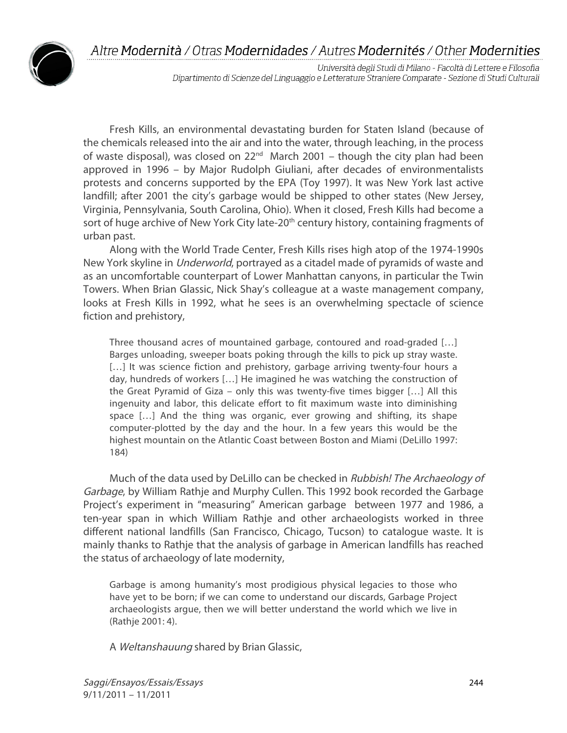Fresh Kills, an environmental devastating burden for Staten Island (because of the chemicals released into the air and into the water, through leaching, in the process of waste disposal), was closed on 22nd March 2001 – though the city plan had been approved in 1996 – by Major Rudolph Giuliani, after decades of environmentalists protests and concerns supported by the EPA (Toy 1997). It was New York last active landfill; after 2001 the city's garbage would be shipped to other states (New Jersey, Virginia, Pennsylvania, South Carolina, Ohio). When it closed, Fresh Kills had become a sort of huge archive of New York City late-20th century history, containing fragments of urban past.

Along with the World Trade Center, Fresh Kills rises high atop of the 1974-1990s New York skyline in *Underworld*, portrayed as a citadel made of pyramids of waste and as an uncomfortable counterpart of Lower Manhattan canyons, in particular the Twin Towers. When Brian Glassic, Nick Shay's colleague at a waste management company, looks at Fresh Kills in 1992, what he sees is an overwhelming spectacle of science fiction and prehistory,

> Three thousand acres of mountained garbage, contoured and road-graded […] Barges unloading, sweeper boats poking through the kills to pick up stray waste. […] It was science fiction and prehistory, garbage arriving twenty-four hours a day, hundreds of workers […] He imagined he was watching the construction of the Great Pyramid of Giza – only this was twenty-five times bigger […] All this ingenuity and labor, this delicate effort to fit maximum waste into diminishing space […] And the thing was organic, ever growing and shifting, its shape computer-plotted by the day and the hour. In a few years this would be the highest mountain on the Atlantic Coast between Boston and Miami (DeLillo 1997: 184)

Much of the data used by DeLillo can be checked in *Rubbish! The Archaeology of Garbage*, by William Rathje and Murphy Cullen. This 1992 book recorded the Garbage Project's experiment in "measuring" American garbage between 1977 and 1986, a ten-year span in which William Rathje and other archaeologists worked in three different national landfills (San Francisco, Chicago, Tucson) to catalogue waste. It is mainly thanks to Rathje that the analysis of garbage in American landfills has reached the status of archaeology of late modernity,

> Garbage is among humanity's most prodigious physical legacies to those who have yet to be born; if we can come to understand our discards, Garbage Project archaeologists argue, then we will better understand the world which we live in (Rathje 2001: 4).

A *Weltanshauung* shared by Brian Glassic,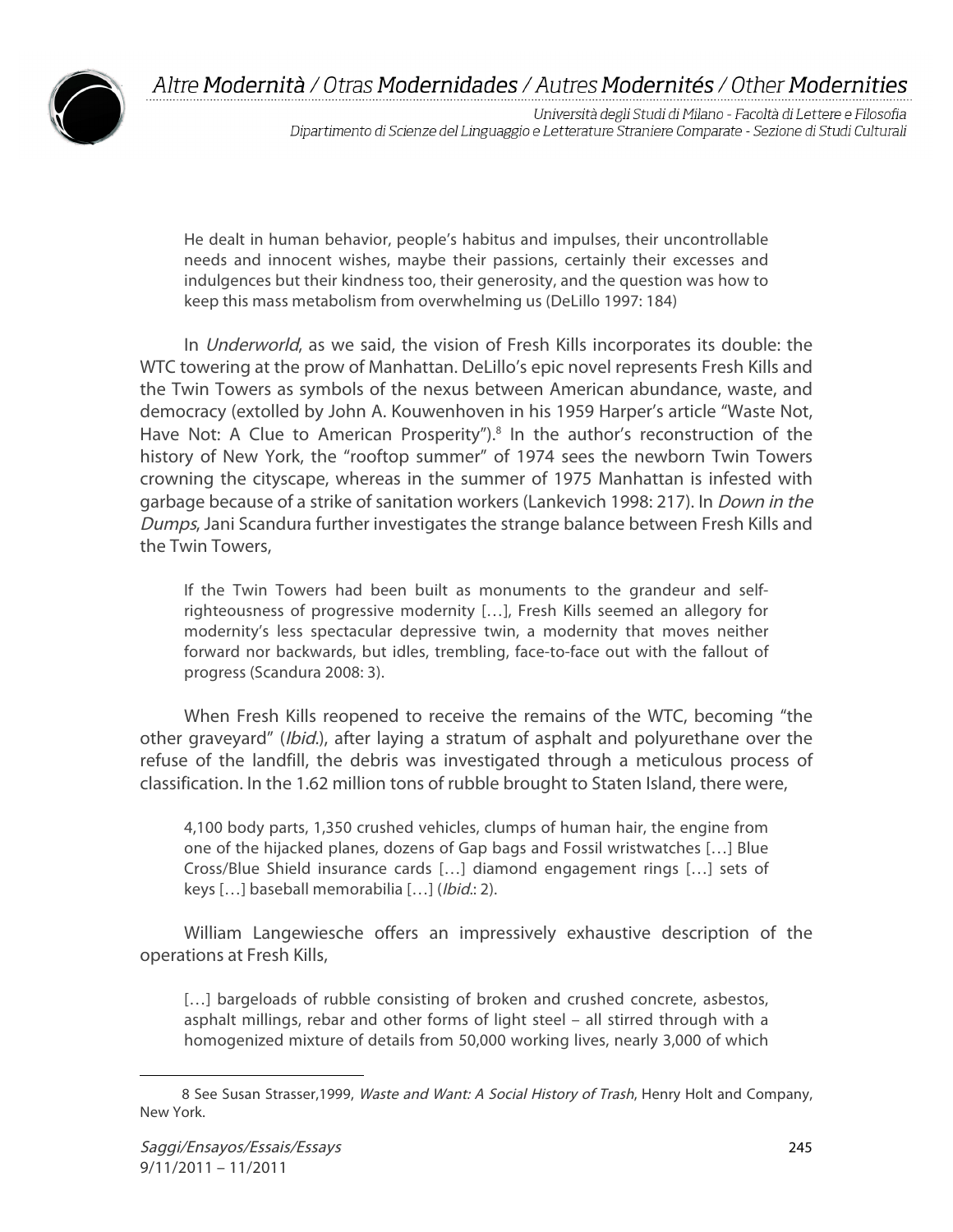> He dealt in human behavior, people's habitus and impulses, their uncontrollable needs and innocent wishes, maybe their passions, certainly their excesses and indulgences but their kindness too, their generosity, and the question was how to keep this mass metabolism from overwhelming us (DeLillo 1997: 184)

In *Underworld*, as we said, the vision of Fresh Kills incorporates its double: the WTC towering at the prow of Manhattan. DeLillo's epic novel represents Fresh Kills and the Twin Towers as symbols of the nexus between American abundance, waste, and democracy (extolled by John A. Kouwenhoven in his 1959 Harper's article "Waste Not, Have Not: A Clue to American Prosperity").[8] In the author's reconstruction of the history of New York, the "rooftop summer" of 1974 sees the newborn Twin Towers crowning the cityscape, whereas in the summer of 1975 Manhattan is infested with garbage because of a strike of sanitation workers (Lankevich 1998: 217). In *Down in the Dumps*, Jani Scandura further investigates the strange balance between Fresh Kills and the Twin Towers,

> If the Twin Towers had been built as monuments to the grandeur and self-righteousness of progressive modernity […], Fresh Kills seemed an allegory for modernity's less spectacular depressive twin, a modernity that moves neither forward nor backwards, but idles, trembling, face-to-face out with the fallout of progress (Scandura 2008: 3).

When Fresh Kills reopened to receive the remains of the WTC, becoming "the other graveyard" (*Ibid.*), after laying a stratum of asphalt and polyurethane over the refuse of the landfill, the debris was investigated through a meticulous process of classification. In the 1.62 million tons of rubble brought to Staten Island, there were,

> 4,100 body parts, 1,350 crushed vehicles, clumps of human hair, the engine from one of the hijacked planes, dozens of Gap bags and Fossil wristwatches […] Blue Cross/Blue Shield insurance cards […] diamond engagement rings […] sets of keys […] baseball memorabilia […] (*Ibid.*: 2).

William Langewiesche offers an impressively exhaustive description of the operations at Fresh Kills,

> […] bargeloads of rubble consisting of broken and crushed concrete, asbestos, asphalt millings, rebar and other forms of light steel – all stirred through with a homogenized mixture of details from 50,000 working lives, nearly 3,000 of which

---

8 See Susan Strasser,1999, *Waste and Want: A Social History of Trash*, Henry Holt and Company, New York.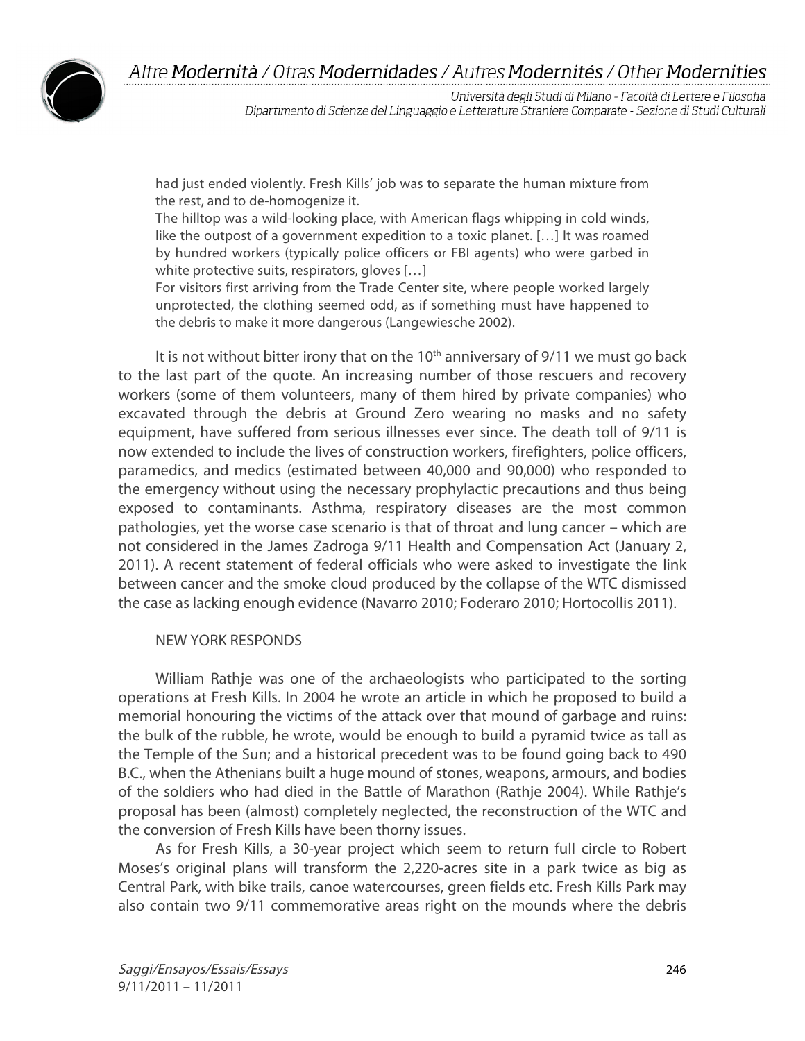> had just ended violently. Fresh Kills' job was to separate the human mixture from the rest, and to de-homogenize it.
> The hilltop was a wild-looking place, with American flags whipping in cold winds, like the outpost of a government expedition to a toxic planet. […] It was roamed by hundred workers (typically police officers or FBI agents) who were garbed in white protective suits, respirators, gloves […]
> For visitors first arriving from the Trade Center site, where people worked largely unprotected, the clothing seemed odd, as if something must have happened to the debris to make it more dangerous (Langewiesche 2002).

It is not without bitter irony that on the 10th anniversary of 9/11 we must go back to the last part of the quote. An increasing number of those rescuers and recovery workers (some of them volunteers, many of them hired by private companies) who excavated through the debris at Ground Zero wearing no masks and no safety equipment, have suffered from serious illnesses ever since. The death toll of 9/11 is now extended to include the lives of construction workers, firefighters, police officers, paramedics, and medics (estimated between 40,000 and 90,000) who responded to the emergency without using the necessary prophylactic precautions and thus being exposed to contaminants. Asthma, respiratory diseases are the most common pathologies, yet the worse case scenario is that of throat and lung cancer – which are not considered in the James Zadroga 9/11 Health and Compensation Act (January 2, 2011). A recent statement of federal officials who were asked to investigate the link between cancer and the smoke cloud produced by the collapse of the WTC dismissed the case as lacking enough evidence (Navarro 2010; Foderaro 2010; Hortocollis 2011).

## NEW YORK RESPONDS

William Rathje was one of the archaeologists who participated to the sorting operations at Fresh Kills. In 2004 he wrote an article in which he proposed to build a memorial honouring the victims of the attack over that mound of garbage and ruins: the bulk of the rubble, he wrote, would be enough to build a pyramid twice as tall as the Temple of the Sun; and a historical precedent was to be found going back to 490 B.C., when the Athenians built a huge mound of stones, weapons, armours, and bodies of the soldiers who had died in the Battle of Marathon (Rathje 2004). While Rathje's proposal has been (almost) completely neglected, the reconstruction of the WTC and the conversion of Fresh Kills have been thorny issues.

As for Fresh Kills, a 30-year project which seem to return full circle to Robert Moses's original plans will transform the 2,220-acres site in a park twice as big as Central Park, with bike trails, canoe watercourses, green fields etc. Fresh Kills Park may also contain two 9/11 commemorative areas right on the mounds where the debris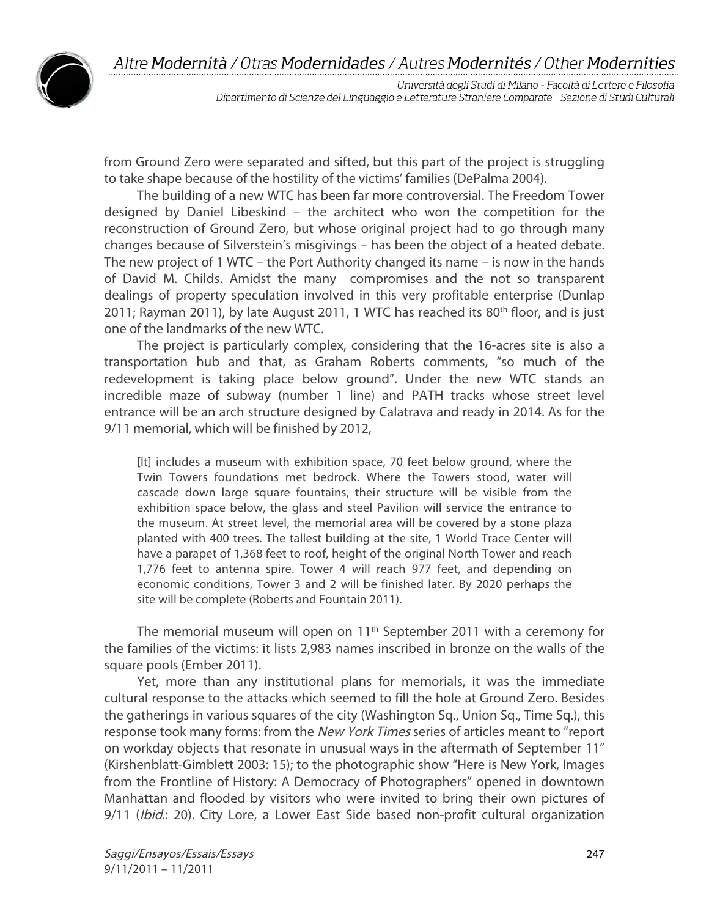from Ground Zero were separated and sifted, but this part of the project is struggling to take shape because of the hostility of the victims' families (DePalma 2004).

The building of a new WTC has been far more controversial. The Freedom Tower designed by Daniel Libeskind – the architect who won the competition for the reconstruction of Ground Zero, but whose original project had to go through many changes because of Silverstein's misgivings – has been the object of a heated debate. The new project of 1 WTC – the Port Authority changed its name – is now in the hands of David M. Childs. Amidst the many compromises and the not so transparent dealings of property speculation involved in this very profitable enterprise (Dunlap 2011; Rayman 2011), by late August 2011, 1 WTC has reached its 80th floor, and is just one of the landmarks of the new WTC.

The project is particularly complex, considering that the 16-acres site is also a transportation hub and that, as Graham Roberts comments, "so much of the redevelopment is taking place below ground". Under the new WTC stands an incredible maze of subway (number 1 line) and PATH tracks whose street level entrance will be an arch structure designed by Calatrava and ready in 2014. As for the 9/11 memorial, which will be finished by 2012,

> [It] includes a museum with exhibition space, 70 feet below ground, where the Twin Towers foundations met bedrock. Where the Towers stood, water will cascade down large square fountains, their structure will be visible from the exhibition space below, the glass and steel Pavilion will service the entrance to the museum. At street level, the memorial area will be covered by a stone plaza planted with 400 trees. The tallest building at the site, 1 World Trace Center will have a parapet of 1,368 feet to roof, height of the original North Tower and reach 1,776 feet to antenna spire. Tower 4 will reach 977 feet, and depending on economic conditions, Tower 3 and 2 will be finished later. By 2020 perhaps the site will be complete (Roberts and Fountain 2011).

The memorial museum will open on 11th September 2011 with a ceremony for the families of the victims: it lists 2,983 names inscribed in bronze on the walls of the square pools (Ember 2011).

Yet, more than any institutional plans for memorials, it was the immediate cultural response to the attacks which seemed to fill the hole at Ground Zero. Besides the gatherings in various squares of the city (Washington Sq., Union Sq., Time Sq.), this response took many forms: from the *New York Times* series of articles meant to "report on workday objects that resonate in unusual ways in the aftermath of September 11" (Kirshenblatt-Gimblett 2003: 15); to the photographic show "Here is New York, Images from the Frontline of History: A Democracy of Photographers" opened in downtown Manhattan and flooded by visitors who were invited to bring their own pictures of 9/11 (*Ibid.*: 20). City Lore, a Lower East Side based non-profit cultural organization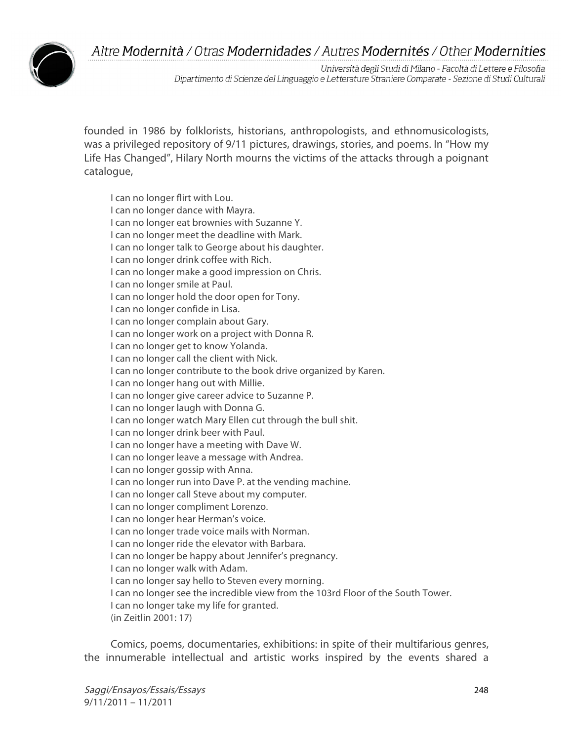founded in 1986 by folklorists, historians, anthropologists, and ethnomusicologists, was a privileged repository of 9/11 pictures, drawings, stories, and poems. In "How my Life Has Changed", Hilary North mourns the victims of the attacks through a poignant catalogue,

> I can no longer flirt with Lou.
> I can no longer dance with Mayra.
> I can no longer eat brownies with Suzanne Y.
> I can no longer meet the deadline with Mark.
> I can no longer talk to George about his daughter.
> I can no longer drink coffee with Rich.
> I can no longer make a good impression on Chris.
> I can no longer smile at Paul.
> I can no longer hold the door open for Tony.
> I can no longer confide in Lisa.
> I can no longer complain about Gary.
> I can no longer work on a project with Donna R.
> I can no longer get to know Yolanda.
> I can no longer call the client with Nick.
> I can no longer contribute to the book drive organized by Karen.
> I can no longer hang out with Millie.
> I can no longer give career advice to Suzanne P.
> I can no longer laugh with Donna G.
> I can no longer watch Mary Ellen cut through the bull shit.
> I can no longer drink beer with Paul.
> I can no longer have a meeting with Dave W.
> I can no longer leave a message with Andrea.
> I can no longer gossip with Anna.
> I can no longer run into Dave P. at the vending machine.
> I can no longer call Steve about my computer.
> I can no longer compliment Lorenzo.
> I can no longer hear Herman's voice.
> I can no longer trade voice mails with Norman.
> I can no longer ride the elevator with Barbara.
> I can no longer be happy about Jennifer's pregnancy.
> I can no longer walk with Adam.
> I can no longer say hello to Steven every morning.
> I can no longer see the incredible view from the 103rd Floor of the South Tower.
> I can no longer take my life for granted.
> (in Zeitlin 2001: 17)

Comics, poems, documentaries, exhibitions: in spite of their multifarious genres, the innumerable intellectual and artistic works inspired by the events shared a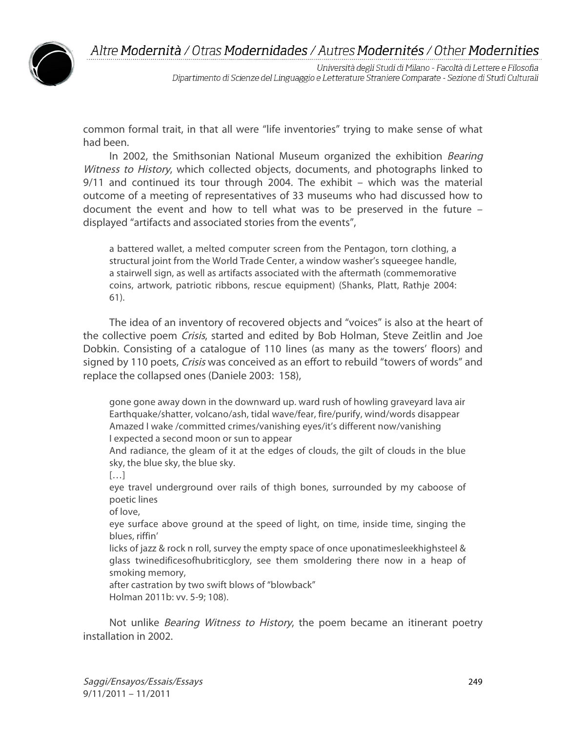common formal trait, in that all were "life inventories" trying to make sense of what had been.

In 2002, the Smithsonian National Museum organized the exhibition *Bearing Witness to History*, which collected objects, documents, and photographs linked to 9/11 and continued its tour through 2004. The exhibit – which was the material outcome of a meeting of representatives of 33 museums who had discussed how to document the event and how to tell what was to be preserved in the future – displayed "artifacts and associated stories from the events",

> a battered wallet, a melted computer screen from the Pentagon, torn clothing, a structural joint from the World Trade Center, a window washer's squeegee handle, a stairwell sign, as well as artifacts associated with the aftermath (commemorative coins, artwork, patriotic ribbons, rescue equipment) (Shanks, Platt, Rathje 2004: 61).

The idea of an inventory of recovered objects and "voices" is also at the heart of the collective poem *Crisis*, started and edited by Bob Holman, Steve Zeitlin and Joe Dobkin. Consisting of a catalogue of 110 lines (as many as the towers' floors) and signed by 110 poets, *Crisis* was conceived as an effort to rebuild "towers of words" and replace the collapsed ones (Daniele 2003: 158),

> gone gone away down in the downward up. ward rush of howling graveyard lava air
> Earthquake/shatter, volcano/ash, tidal wave/fear, fire/purify, wind/words disappear
> Amazed I wake /committed crimes/vanishing eyes/it's different now/vanishing
> I expected a second moon or sun to appear
> And radiance, the gleam of it at the edges of clouds, the gilt of clouds in the blue sky, the blue sky, the blue sky.
> […]
> eye travel underground over rails of thigh bones, surrounded by my caboose of poetic lines
> of love,
> eye surface above ground at the speed of light, on time, inside time, singing the blues, riffin'
> licks of jazz & rock n roll, survey the empty space of once uponatimesleekhighsteel & glass twinedificesofhubriticglory, see them smoldering there now in a heap of smoking memory,
> after castration by two swift blows of "blowback"
> Holman 2011b: vv. 5-9; 108).

Not unlike *Bearing Witness to History*, the poem became an itinerant poetry installation in 2002.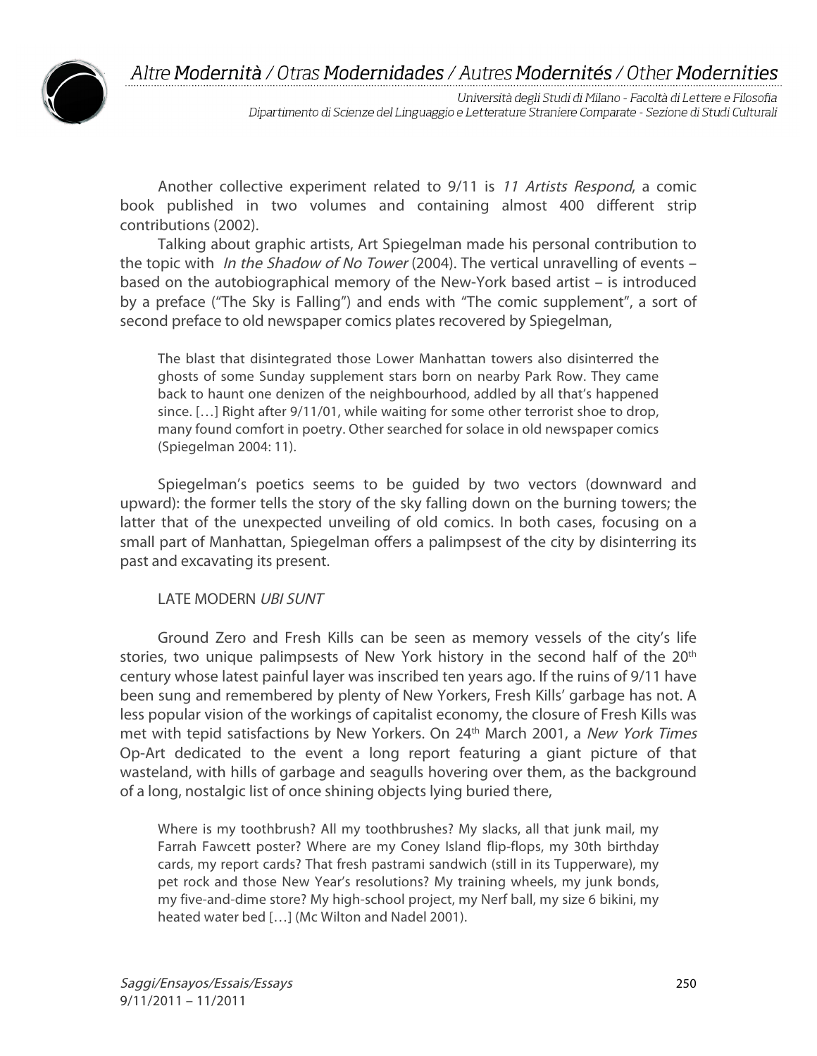Another collective experiment related to 9/11 is *11 Artists Respond*, a comic book published in two volumes and containing almost 400 different strip contributions (2002).

Talking about graphic artists, Art Spiegelman made his personal contribution to the topic with *In the Shadow of No Tower* (2004). The vertical unravelling of events – based on the autobiographical memory of the New-York based artist – is introduced by a preface ("The Sky is Falling") and ends with "The comic supplement", a sort of second preface to old newspaper comics plates recovered by Spiegelman,

> The blast that disintegrated those Lower Manhattan towers also disinterred the ghosts of some Sunday supplement stars born on nearby Park Row. They came back to haunt one denizen of the neighbourhood, addled by all that's happened since. […] Right after 9/11/01, while waiting for some other terrorist shoe to drop, many found comfort in poetry. Other searched for solace in old newspaper comics (Spiegelman 2004: 11).

Spiegelman's poetics seems to be guided by two vectors (downward and upward): the former tells the story of the sky falling down on the burning towers; the latter that of the unexpected unveiling of old comics. In both cases, focusing on a small part of Manhattan, Spiegelman offers a palimpsest of the city by disinterring its past and excavating its present.

## LATE MODERN *UBI SUNT*

Ground Zero and Fresh Kills can be seen as memory vessels of the city's life stories, two unique palimpsests of New York history in the second half of the 20th century whose latest painful layer was inscribed ten years ago. If the ruins of 9/11 have been sung and remembered by plenty of New Yorkers, Fresh Kills' garbage has not. A less popular vision of the workings of capitalist economy, the closure of Fresh Kills was met with tepid satisfactions by New Yorkers. On 24th March 2001, a *New York Times* Op-Art dedicated to the event a long report featuring a giant picture of that wasteland, with hills of garbage and seagulls hovering over them, as the background of a long, nostalgic list of once shining objects lying buried there,

> Where is my toothbrush? All my toothbrushes? My slacks, all that junk mail, my Farrah Fawcett poster? Where are my Coney Island flip-flops, my 30th birthday cards, my report cards? That fresh pastrami sandwich (still in its Tupperware), my pet rock and those New Year's resolutions? My training wheels, my junk bonds, my five-and-dime store? My high-school project, my Nerf ball, my size 6 bikini, my heated water bed […] (Mc Wilton and Nadel 2001).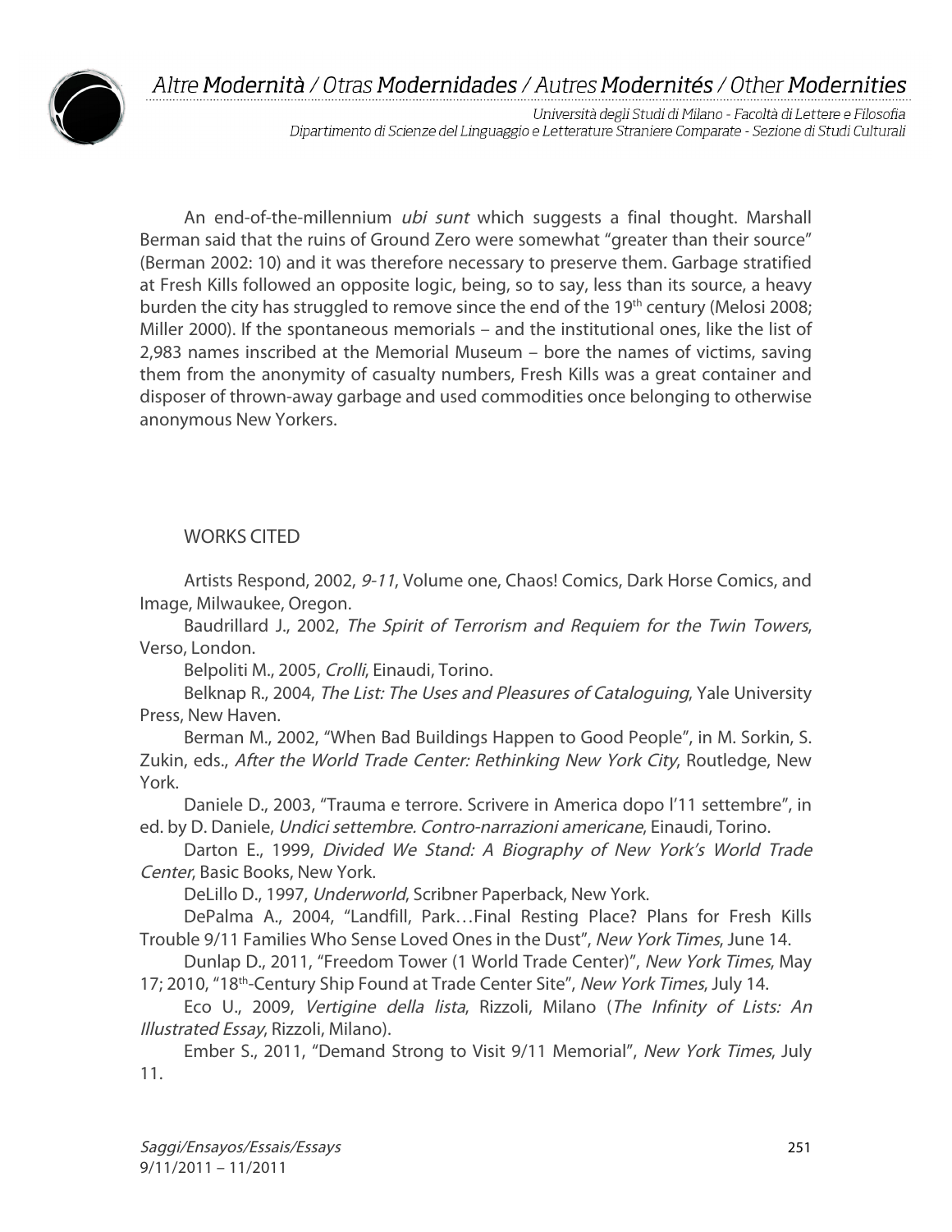An end-of-the-millennium *ubi sunt* which suggests a final thought. Marshall Berman said that the ruins of Ground Zero were somewhat "greater than their source" (Berman 2002: 10) and it was therefore necessary to preserve them. Garbage stratified at Fresh Kills followed an opposite logic, being, so to say, less than its source, a heavy burden the city has struggled to remove since the end of the 19th century (Melosi 2008; Miller 2000). If the spontaneous memorials – and the institutional ones, like the list of 2,983 names inscribed at the Memorial Museum – bore the names of victims, saving them from the anonymity of casualty numbers, Fresh Kills was a great container and disposer of thrown-away garbage and used commodities once belonging to otherwise anonymous New Yorkers.

## WORKS CITED

Artists Respond, 2002, *9-11*, Volume one, Chaos! Comics, Dark Horse Comics, and Image, Milwaukee, Oregon.

Baudrillard J., 2002, *The Spirit of Terrorism and Requiem for the Twin Towers*, Verso, London.

Belpoliti M., 2005, *Crolli*, Einaudi, Torino.

Belknap R., 2004, *The List: The Uses and Pleasures of Cataloguing*, Yale University Press, New Haven.

Berman M., 2002, "When Bad Buildings Happen to Good People", in M. Sorkin, S. Zukin, eds., *After the World Trade Center: Rethinking New York City*, Routledge, New York.

Daniele D., 2003, "Trauma e terrore. Scrivere in America dopo l'11 settembre", in ed. by D. Daniele, *Undici settembre. Contro-narrazioni americane*, Einaudi, Torino.

Darton E., 1999, *Divided We Stand: A Biography of New York's World Trade Center*, Basic Books, New York.

DeLillo D., 1997, *Underworld*, Scribner Paperback, New York.

DePalma A., 2004, "Landfill, Park…Final Resting Place? Plans for Fresh Kills Trouble 9/11 Families Who Sense Loved Ones in the Dust", *New York Times*, June 14.

Dunlap D., 2011, "Freedom Tower (1 World Trade Center)", *New York Times*, May 17; 2010, "18th-Century Ship Found at Trade Center Site", *New York Times*, July 14.

Eco U., 2009, *Vertigine della lista*, Rizzoli, Milano (*The Infinity of Lists: An Illustrated Essay*, Rizzoli, Milano).

Ember S., 2011, "Demand Strong to Visit 9/11 Memorial", *New York Times*, July 11.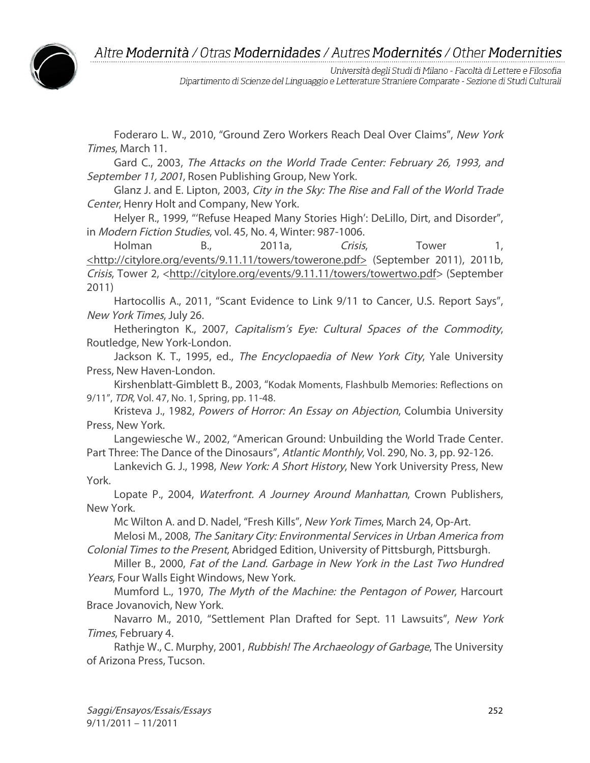Foderaro L. W., 2010, "Ground Zero Workers Reach Deal Over Claims", *New York Times*, March 11.

Gard C., 2003, *The Attacks on the World Trade Center: February 26, 1993, and September 11, 2001*, Rosen Publishing Group, New York.

Glanz J. and E. Lipton, 2003, *City in the Sky: The Rise and Fall of the World Trade Center*, Henry Holt and Company, New York.

Helyer R., 1999, "'Refuse Heaped Many Stories High': DeLillo, Dirt, and Disorder", in *Modern Fiction Studies*, vol. 45, No. 4, Winter: 987-1006.

Holman B., 2011a, *Crisis*, Tower 1, <http://citylore.org/events/9.11.11/towers/towerone.pdf> (September 2011), 2011b, *Crisis*, Tower 2, <http://citylore.org/events/9.11.11/towers/towertwo.pdf> (September 2011)

Hartocollis A., 2011, "Scant Evidence to Link 9/11 to Cancer, U.S. Report Says", *New York Times*, July 26.

Hetherington K., 2007, *Capitalism's Eye: Cultural Spaces of the Commodity*, Routledge, New York-London.

Jackson K. T., 1995, ed., *The Encyclopaedia of New York City*, Yale University Press, New Haven-London.

Kirshenblatt-Gimblett B., 2003, "Kodak Moments, Flashbulb Memories: Reflections on 9/11", *TDR*, Vol. 47, No. 1, Spring, pp. 11-48.

Kristeva J., 1982, *Powers of Horror: An Essay on Abjection*, Columbia University Press, New York.

Langewiesche W., 2002, "American Ground: Unbuilding the World Trade Center. Part Three: The Dance of the Dinosaurs", *Atlantic Monthly*, Vol. 290, No. 3, pp. 92-126.

Lankevich G. J., 1998, *New York: A Short History*, New York University Press, New York.

Lopate P., 2004, *Waterfront. A Journey Around Manhattan*, Crown Publishers, New York.

Mc Wilton A. and D. Nadel, "Fresh Kills", *New York Times*, March 24, Op-Art.

Melosi M., 2008, *The Sanitary City: Environmental Services in Urban America from Colonial Times to the Present*, Abridged Edition, University of Pittsburgh, Pittsburgh.

Miller B., 2000, *Fat of the Land. Garbage in New York in the Last Two Hundred Years*, Four Walls Eight Windows, New York.

Mumford L., 1970, *The Myth of the Machine: the Pentagon of Power*, Harcourt Brace Jovanovich, New York.

Navarro M., 2010, "Settlement Plan Drafted for Sept. 11 Lawsuits", *New York Times*, February 4.

Rathje W., C. Murphy, 2001, *Rubbish! The Archaeology of Garbage*, The University of Arizona Press, Tucson.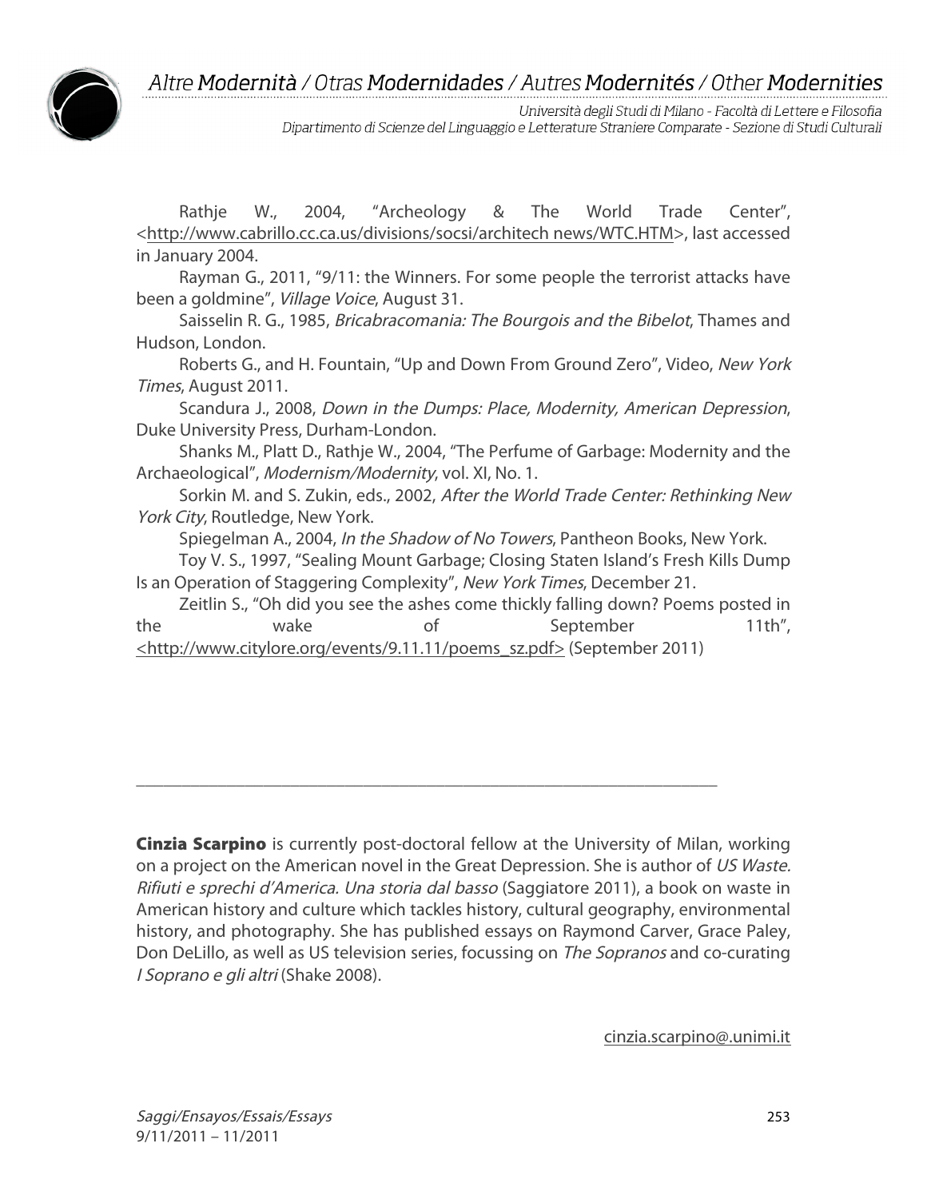Rathje W., 2004, "Archeology & The World Trade Center", <http://www.cabrillo.cc.ca.us/divisions/socsi/architech news/WTC.HTM>, last accessed in January 2004.

Rayman G., 2011, "9/11: the Winners. For some people the terrorist attacks have been a goldmine", *Village Voice*, August 31.

Saisselin R. G., 1985, *Bricabracomania: The Bourgois and the Bibelot*, Thames and Hudson, London.

Roberts G., and H. Fountain, "Up and Down From Ground Zero", Video, *New York Times*, August 2011.

Scandura J., 2008, *Down in the Dumps: Place, Modernity, American Depression*, Duke University Press, Durham-London.

Shanks M., Platt D., Rathje W., 2004, "The Perfume of Garbage: Modernity and the Archaeological", *Modernism/Modernity*, vol. XI, No. 1.

Sorkin M. and S. Zukin, eds., 2002, *After the World Trade Center: Rethinking New York City*, Routledge, New York.

Spiegelman A., 2004, *In the Shadow of No Towers*, Pantheon Books, New York.

Toy V. S., 1997, "Sealing Mount Garbage; Closing Staten Island's Fresh Kills Dump Is an Operation of Staggering Complexity", *New York Times*, December 21.

Zeitlin S., "Oh did you see the ashes come thickly falling down? Poems posted in the wake of September 11th", <http://www.citylore.org/events/9.11.11/poems_sz.pdf> (September 2011)

---

**Cinzia Scarpino** is currently post-doctoral fellow at the University of Milan, working on a project on the American novel in the Great Depression. She is author of *US Waste. Rifiuti e sprechi d'America. Una storia dal basso* (Saggiatore 2011), a book on waste in American history and culture which tackles history, cultural geography, environmental history, and photography. She has published essays on Raymond Carver, Grace Paley, Don DeLillo, as well as US television series, focussing on *The Sopranos* and co-curating *I Soprano e gli altri* (Shake 2008).

cinzia.scarpino@unimi.it